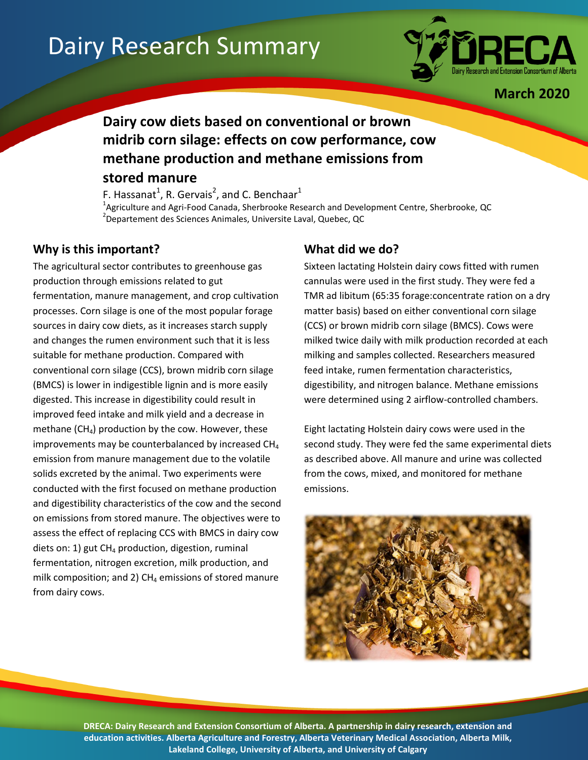# Dairy Research Summary

March 2020

## Dairy cow diets based on conventional or brown midrib corn silage: effects on cow performance, cow methane production and methane emissions from stored manure

F. Hassanat[1], R. Gervais[2], and C. Benchaar[1]

[1]Agriculture and Agri-Food Canada, Sherbrooke Research and Development Centre, Sherbrooke, QC
[2]Departement des Sciences Animales, Universite Laval, Quebec, QC

### Why is this important?

The agricultural sector contributes to greenhouse gas production through emissions related to gut fermentation, manure management, and crop cultivation processes. Corn silage is one of the most popular forage sources in dairy cow diets, as it increases starch supply and changes the rumen environment such that it is less suitable for methane production. Compared with conventional corn silage (CCS), brown midrib corn silage (BMCS) is lower in indigestible lignin and is more easily digested. This increase in digestibility could result in improved feed intake and milk yield and a decrease in methane ($CH_4$) production by the cow. However, these improvements may be counterbalanced by increased $CH_4$ emission from manure management due to the volatile solids excreted by the animal. Two experiments were conducted with the first focused on methane production and digestibility characteristics of the cow and the second on emissions from stored manure. The objectives were to assess the effect of replacing CCS with BMCS in dairy cow diets on: 1) gut $CH_4$ production, digestion, ruminal fermentation, nitrogen excretion, milk production, and milk composition; and 2) $CH_4$ emissions of stored manure from dairy cows.

### What did we do?

Sixteen lactating Holstein dairy cows fitted with rumen cannulas were used in the first study. They were fed a TMR ad libitum (65:35 forage:concentrate ration on a dry matter basis) based on either conventional corn silage (CCS) or brown midrib corn silage (BMCS). Cows were milked twice daily with milk production recorded at each milking and samples collected. Researchers measured feed intake, rumen fermentation characteristics, digestibility, and nitrogen balance. Methane emissions were determined using 2 airflow-controlled chambers.

Eight lactating Holstein dairy cows were used in the second study. They were fed the same experimental diets as described above. All manure and urine was collected from the cows, mixed, and monitored for methane emissions.

**DRECA: Dairy Research and Extension Consortium of Alberta. A partnership in dairy research, extension and education activities. Alberta Agriculture and Forestry, Alberta Veterinary Medical Association, Alberta Milk, Lakeland College, University of Alberta, and University of Calgary**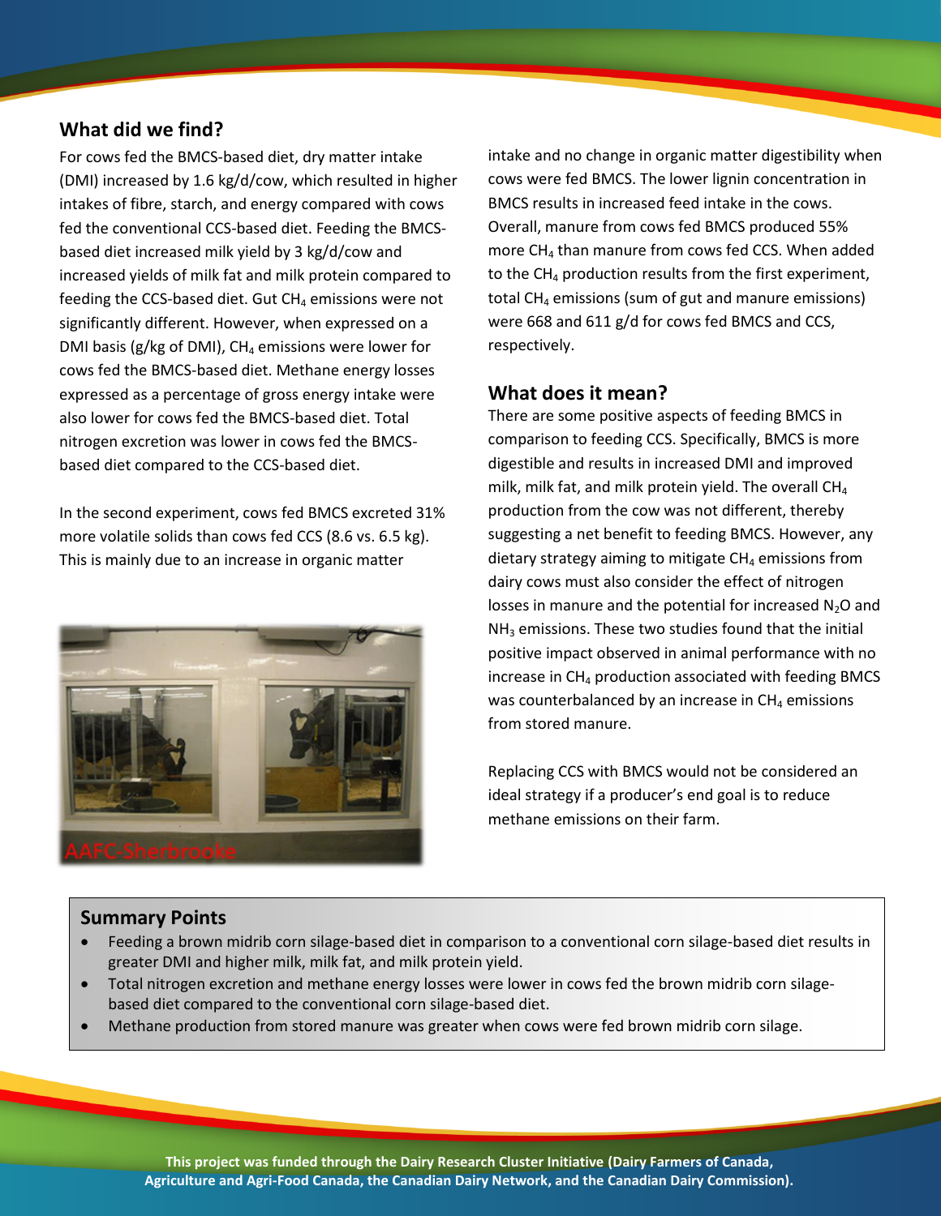## What did we find?

For cows fed the BMCS-based diet, dry matter intake (DMI) increased by 1.6 kg/d/cow, which resulted in higher intakes of fibre, starch, and energy compared with cows fed the conventional CCS-based diet. Feeding the BMCS-based diet increased milk yield by 3 kg/d/cow and increased yields of milk fat and milk protein compared to feeding the CCS-based diet. Gut $CH_4$ emissions were not significantly different. However, when expressed on a DMI basis (g/kg of DMI), $CH_4$ emissions were lower for cows fed the BMCS-based diet. Methane energy losses expressed as a percentage of gross energy intake were also lower for cows fed the BMCS-based diet. Total nitrogen excretion was lower in cows fed the BMCS-based diet compared to the CCS-based diet.

In the second experiment, cows fed BMCS excreted 31% more volatile solids than cows fed CCS (8.6 vs. 6.5 kg). This is mainly due to an increase in organic matter intake and no change in organic matter digestibility when cows were fed BMCS. The lower lignin concentration in BMCS results in increased feed intake in the cows. Overall, manure from cows fed BMCS produced 55% more $CH_4$ than manure from cows fed CCS. When added to the $CH_4$ production results from the first experiment, total $CH_4$ emissions (sum of gut and manure emissions) were 668 and 611 g/d for cows fed BMCS and CCS, respectively.

AAFC-Sherbrooke

## What does it mean?

There are some positive aspects of feeding BMCS in comparison to feeding CCS. Specifically, BMCS is more digestible and results in increased DMI and improved milk, milk fat, and milk protein yield. The overall $CH_4$ production from the cow was not different, thereby suggesting a net benefit to feeding BMCS. However, any dietary strategy aiming to mitigate $CH_4$ emissions from dairy cows must also consider the effect of nitrogen losses in manure and the potential for increased $N_2O$ and $NH_3$ emissions. These two studies found that the initial positive impact observed in animal performance with no increase in $CH_4$ production associated with feeding BMCS was counterbalanced by an increase in $CH_4$ emissions from stored manure.

Replacing CCS with BMCS would not be considered an ideal strategy if a producer's end goal is to reduce methane emissions on their farm.

### Summary Points

- Feeding a brown midrib corn silage-based diet in comparison to a conventional corn silage-based diet results in greater DMI and higher milk, milk fat, and milk protein yield.
- Total nitrogen excretion and methane energy losses were lower in cows fed the brown midrib corn silage-based diet compared to the conventional corn silage-based diet.
- Methane production from stored manure was greater when cows were fed brown midrib corn silage.

**This project was funded through the Dairy Research Cluster Initiative (Dairy Farmers of Canada, Agriculture and Agri-Food Canada, the Canadian Dairy Network, and the Canadian Dairy Commission).**